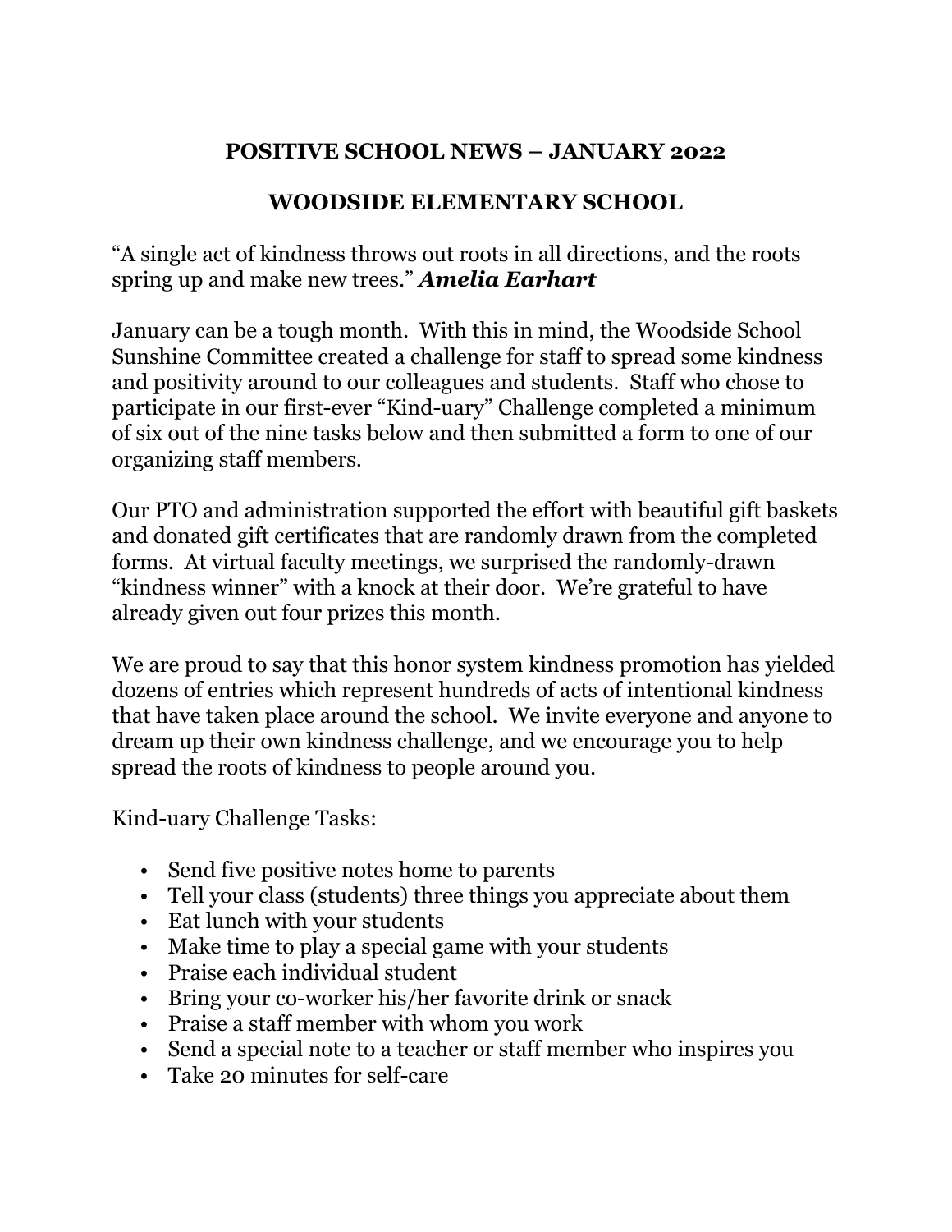# POSITIVE SCHOOL NEWS – JANUARY 2022

## WOODSIDE ELEMENTARY SCHOOL

"A single act of kindness throws out roots in all directions, and the roots spring up and make new trees." ***Amelia Earhart***

January can be a tough month. With this in mind, the Woodside School Sunshine Committee created a challenge for staff to spread some kindness and positivity around to our colleagues and students. Staff who chose to participate in our first-ever "Kind-uary" Challenge completed a minimum of six out of the nine tasks below and then submitted a form to one of our organizing staff members.

Our PTO and administration supported the effort with beautiful gift baskets and donated gift certificates that are randomly drawn from the completed forms. At virtual faculty meetings, we surprised the randomly-drawn "kindness winner" with a knock at their door. We're grateful to have already given out four prizes this month.

We are proud to say that this honor system kindness promotion has yielded dozens of entries which represent hundreds of acts of intentional kindness that have taken place around the school. We invite everyone and anyone to dream up their own kindness challenge, and we encourage you to help spread the roots of kindness to people around you.

Kind-uary Challenge Tasks:

- Send five positive notes home to parents
- Tell your class (students) three things you appreciate about them
- Eat lunch with your students
- Make time to play a special game with your students
- Praise each individual student
- Bring your co-worker his/her favorite drink or snack
- Praise a staff member with whom you work
- Send a special note to a teacher or staff member who inspires you
- Take 20 minutes for self-care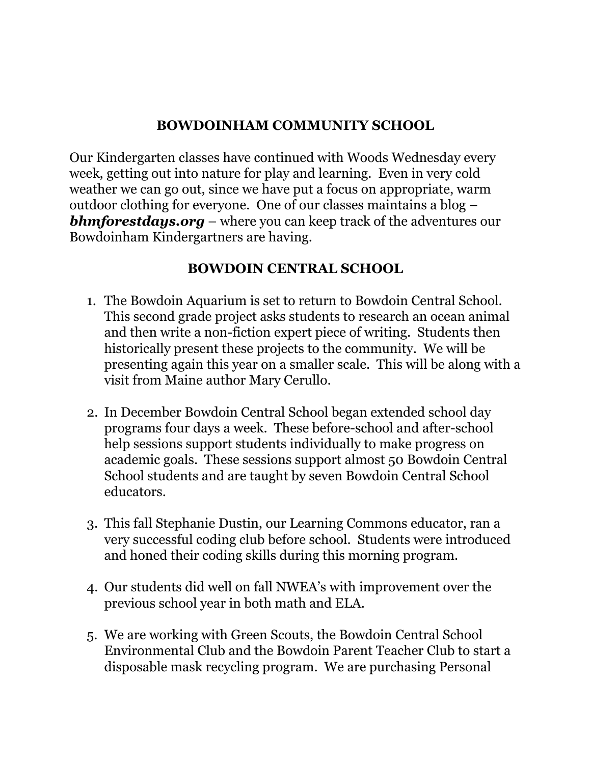## BOWDOINHAM COMMUNITY SCHOOL

Our Kindergarten classes have continued with Woods Wednesday every week, getting out into nature for play and learning. Even in very cold weather we can go out, since we have put a focus on appropriate, warm outdoor clothing for everyone. One of our classes maintains a blog – ***bhmforestdays.org*** – where you can keep track of the adventures our Bowdoinham Kindergartners are having.

## BOWDOIN CENTRAL SCHOOL

1. The Bowdoin Aquarium is set to return to Bowdoin Central School. This second grade project asks students to research an ocean animal and then write a non-fiction expert piece of writing. Students then historically present these projects to the community. We will be presenting again this year on a smaller scale. This will be along with a visit from Maine author Mary Cerullo.

2. In December Bowdoin Central School began extended school day programs four days a week. These before-school and after-school help sessions support students individually to make progress on academic goals. These sessions support almost 50 Bowdoin Central School students and are taught by seven Bowdoin Central School educators.

3. This fall Stephanie Dustin, our Learning Commons educator, ran a very successful coding club before school. Students were introduced and honed their coding skills during this morning program.

4. Our students did well on fall NWEA's with improvement over the previous school year in both math and ELA.

5. We are working with Green Scouts, the Bowdoin Central School Environmental Club and the Bowdoin Parent Teacher Club to start a disposable mask recycling program. We are purchasing Personal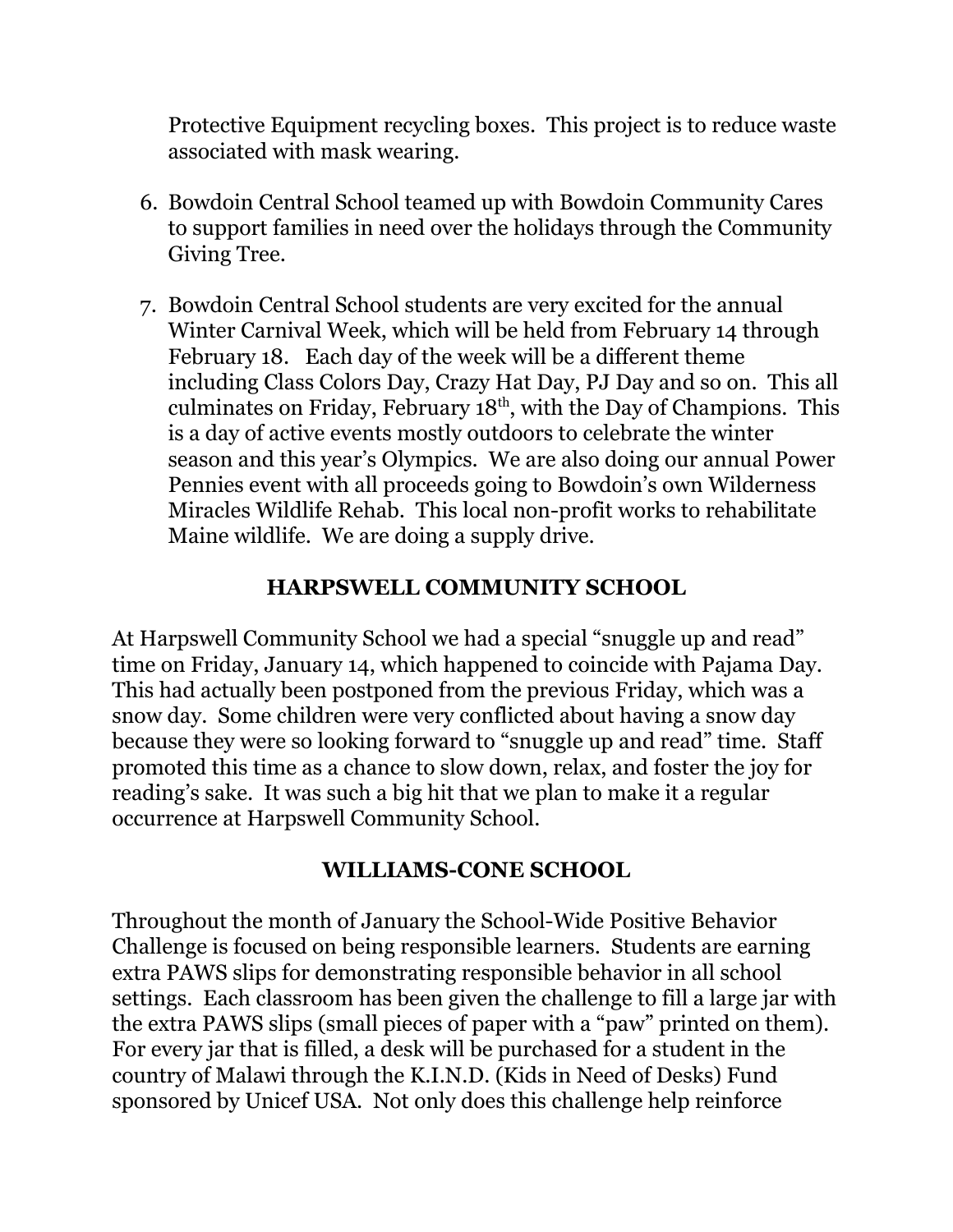Protective Equipment recycling boxes. This project is to reduce waste associated with mask wearing.

6. Bowdoin Central School teamed up with Bowdoin Community Cares to support families in need over the holidays through the Community Giving Tree.

7. Bowdoin Central School students are very excited for the annual Winter Carnival Week, which will be held from February 14 through February 18. Each day of the week will be a different theme including Class Colors Day, Crazy Hat Day, PJ Day and so on. This all culminates on Friday, February 18th, with the Day of Champions. This is a day of active events mostly outdoors to celebrate the winter season and this year's Olympics. We are also doing our annual Power Pennies event with all proceeds going to Bowdoin's own Wilderness Miracles Wildlife Rehab. This local non-profit works to rehabilitate Maine wildlife. We are doing a supply drive.

## HARPSWELL COMMUNITY SCHOOL

At Harpswell Community School we had a special "snuggle up and read" time on Friday, January 14, which happened to coincide with Pajama Day. This had actually been postponed from the previous Friday, which was a snow day. Some children were very conflicted about having a snow day because they were so looking forward to "snuggle up and read" time. Staff promoted this time as a chance to slow down, relax, and foster the joy for reading's sake. It was such a big hit that we plan to make it a regular occurrence at Harpswell Community School.

## WILLIAMS-CONE SCHOOL

Throughout the month of January the School-Wide Positive Behavior Challenge is focused on being responsible learners. Students are earning extra PAWS slips for demonstrating responsible behavior in all school settings. Each classroom has been given the challenge to fill a large jar with the extra PAWS slips (small pieces of paper with a "paw" printed on them). For every jar that is filled, a desk will be purchased for a student in the country of Malawi through the K.I.N.D. (Kids in Need of Desks) Fund sponsored by Unicef USA. Not only does this challenge help reinforce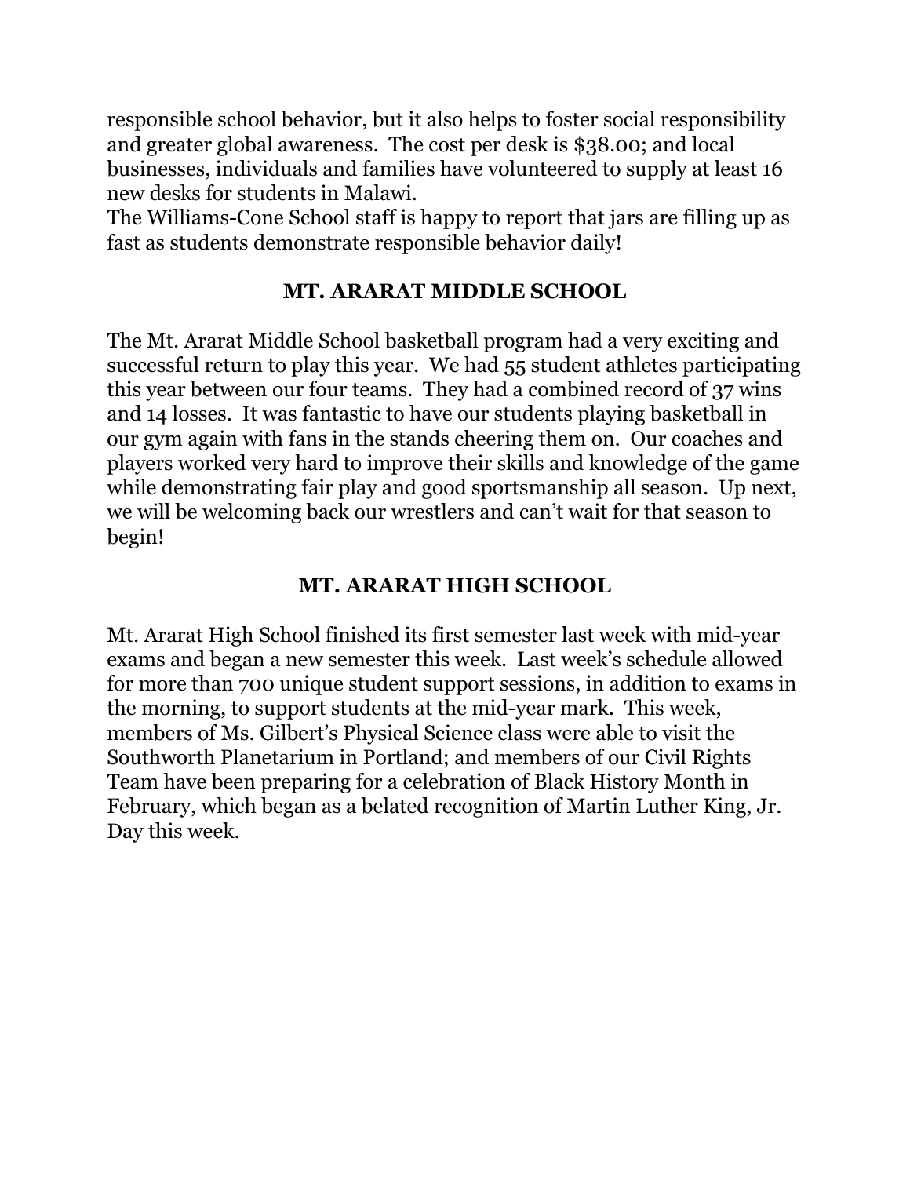responsible school behavior, but it also helps to foster social responsibility and greater global awareness.  The cost per desk is $38.00; and local businesses, individuals and families have volunteered to supply at least 16 new desks for students in Malawi.
The Williams-Cone School staff is happy to report that jars are filling up as fast as students demonstrate responsible behavior daily!

## MT. ARARAT MIDDLE SCHOOL

The Mt. Ararat Middle School basketball program had a very exciting and successful return to play this year.  We had 55 student athletes participating this year between our four teams.  They had a combined record of 37 wins and 14 losses.  It was fantastic to have our students playing basketball in our gym again with fans in the stands cheering them on.  Our coaches and players worked very hard to improve their skills and knowledge of the game while demonstrating fair play and good sportsmanship all season.  Up next, we will be welcoming back our wrestlers and can't wait for that season to begin!

## MT. ARARAT HIGH SCHOOL

Mt. Ararat High School finished its first semester last week with mid-year exams and began a new semester this week.  Last week's schedule allowed for more than 700 unique student support sessions, in addition to exams in the morning, to support students at the mid-year mark.  This week, members of Ms. Gilbert's Physical Science class were able to visit the Southworth Planetarium in Portland; and members of our Civil Rights Team have been preparing for a celebration of Black History Month in February, which began as a belated recognition of Martin Luther King, Jr. Day this week.